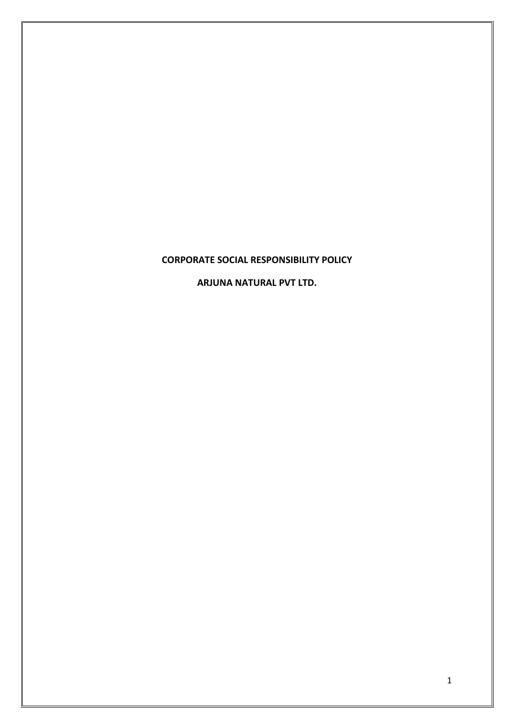# CORPORATE SOCIAL RESPONSIBILITY POLICY

## ARJUNA NATURAL PVT LTD.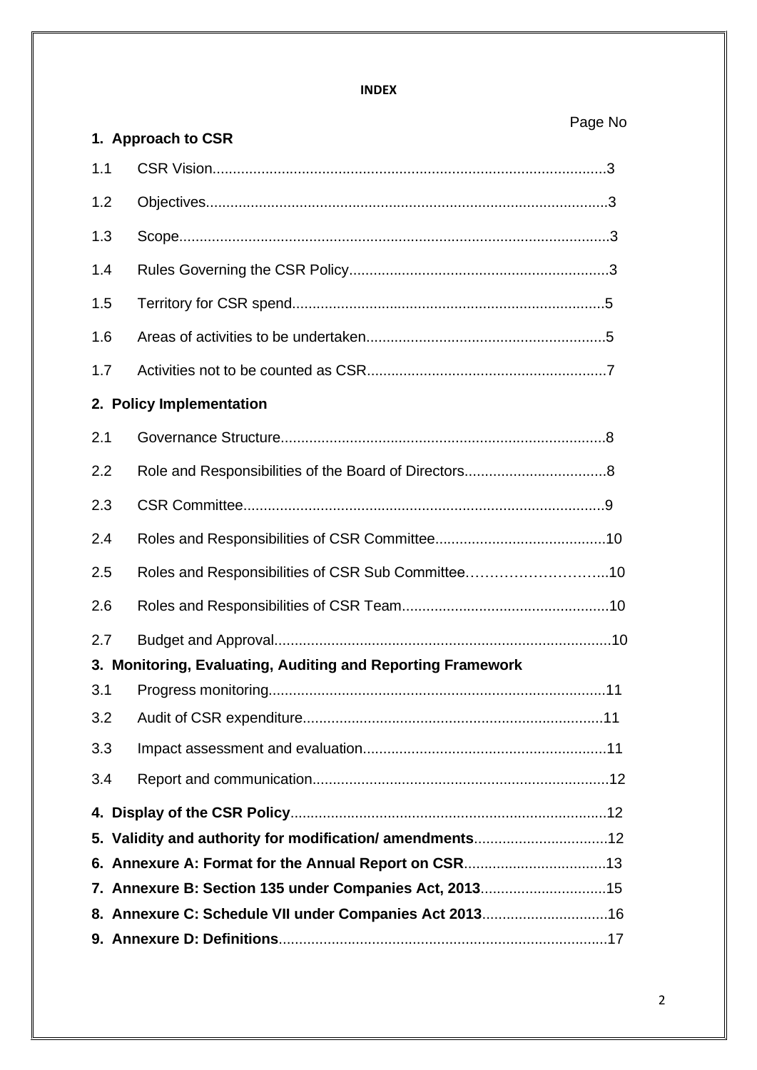# INDEX

| | | Page No |
|---|---|---|
| **1. Approach to CSR** | | |
| 1.1 | CSR Vision | 3 |
| 1.2 | Objectives | 3 |
| 1.3 | Scope | 3 |
| 1.4 | Rules Governing the CSR Policy | 3 |
| 1.5 | Territory for CSR spend | 5 |
| 1.6 | Areas of activities to be undertaken | 5 |
| 1.7 | Activities not to be counted as CSR | 7 |
| **2. Policy Implementation** | | |
| 2.1 | Governance Structure | 8 |
| 2.2 | Role and Responsibilities of the Board of Directors | 8 |
| 2.3 | CSR Committee | 9 |
| 2.4 | Roles and Responsibilities of CSR Committee | 10 |
| 2.5 | Roles and Responsibilities of CSR Sub Committee | 10 |
| 2.6 | Roles and Responsibilities of CSR Team | 10 |
| 2.7 | Budget and Approval | 10 |
| **3. Monitoring, Evaluating, Auditing and Reporting Framework** | | |
| 3.1 | Progress monitoring | 11 |
| 3.2 | Audit of CSR expenditure | 11 |
| 3.3 | Impact assessment and evaluation | 11 |
| 3.4 | Report and communication | 12 |
| **4. Display of the CSR Policy** | | 12 |
| **5. Validity and authority for modification/ amendments** | | 12 |
| **6. Annexure A: Format for the Annual Report on CSR** | | 13 |
| **7. Annexure B: Section 135 under Companies Act, 2013** | | 15 |
| **8. Annexure C: Schedule VII under Companies Act 2013** | | 16 |
| **9. Annexure D: Definitions** | | 17 |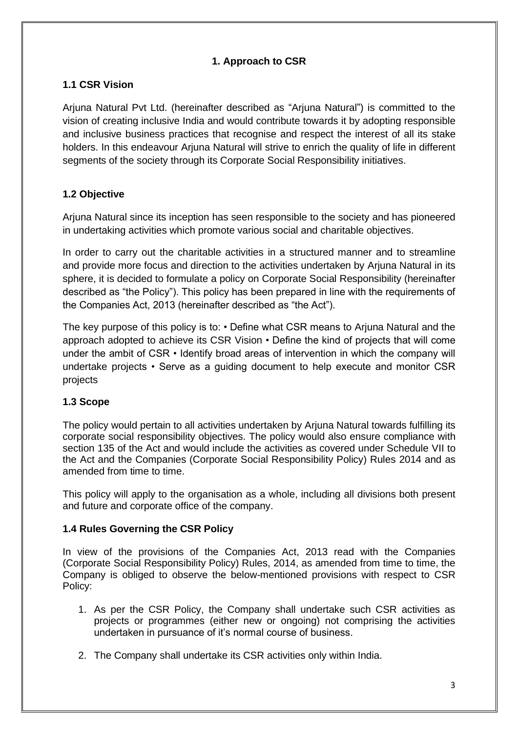# 1. Approach to CSR

## 1.1 CSR Vision

Arjuna Natural Pvt Ltd. (hereinafter described as "Arjuna Natural") is committed to the vision of creating inclusive India and would contribute towards it by adopting responsible and inclusive business practices that recognise and respect the interest of all its stake holders. In this endeavour Arjuna Natural will strive to enrich the quality of life in different segments of the society through its Corporate Social Responsibility initiatives.

## 1.2 Objective

Arjuna Natural since its inception has seen responsible to the society and has pioneered in undertaking activities which promote various social and charitable objectives.

In order to carry out the charitable activities in a structured manner and to streamline and provide more focus and direction to the activities undertaken by Arjuna Natural in its sphere, it is decided to formulate a policy on Corporate Social Responsibility (hereinafter described as "the Policy"). This policy has been prepared in line with the requirements of the Companies Act, 2013 (hereinafter described as "the Act").

The key purpose of this policy is to: • Define what CSR means to Arjuna Natural and the approach adopted to achieve its CSR Vision • Define the kind of projects that will come under the ambit of CSR • Identify broad areas of intervention in which the company will undertake projects • Serve as a guiding document to help execute and monitor CSR projects

## 1.3 Scope

The policy would pertain to all activities undertaken by Arjuna Natural towards fulfilling its corporate social responsibility objectives. The policy would also ensure compliance with section 135 of the Act and would include the activities as covered under Schedule VII to the Act and the Companies (Corporate Social Responsibility Policy) Rules 2014 and as amended from time to time.

This policy will apply to the organisation as a whole, including all divisions both present and future and corporate office of the company.

## 1.4 Rules Governing the CSR Policy

In view of the provisions of the Companies Act, 2013 read with the Companies (Corporate Social Responsibility Policy) Rules, 2014, as amended from time to time, the Company is obliged to observe the below-mentioned provisions with respect to CSR Policy:

1. As per the CSR Policy, the Company shall undertake such CSR activities as projects or programmes (either new or ongoing) not comprising the activities undertaken in pursuance of it's normal course of business.
2. The Company shall undertake its CSR activities only within India.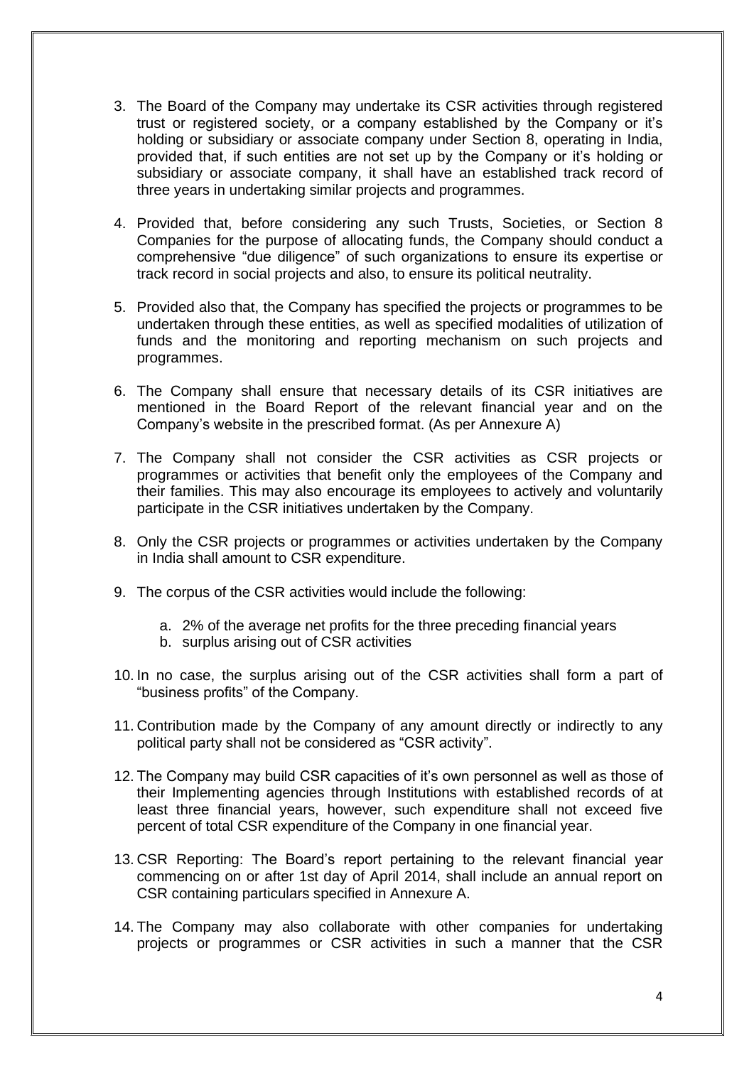3. The Board of the Company may undertake its CSR activities through registered trust or registered society, or a company established by the Company or it's holding or subsidiary or associate company under Section 8, operating in India, provided that, if such entities are not set up by the Company or it's holding or subsidiary or associate company, it shall have an established track record of three years in undertaking similar projects and programmes.

4. Provided that, before considering any such Trusts, Societies, or Section 8 Companies for the purpose of allocating funds, the Company should conduct a comprehensive "due diligence" of such organizations to ensure its expertise or track record in social projects and also, to ensure its political neutrality.

5. Provided also that, the Company has specified the projects or programmes to be undertaken through these entities, as well as specified modalities of utilization of funds and the monitoring and reporting mechanism on such projects and programmes.

6. The Company shall ensure that necessary details of its CSR initiatives are mentioned in the Board Report of the relevant financial year and on the Company's website in the prescribed format. (As per Annexure A)

7. The Company shall not consider the CSR activities as CSR projects or programmes or activities that benefit only the employees of the Company and their families. This may also encourage its employees to actively and voluntarily participate in the CSR initiatives undertaken by the Company.

8. Only the CSR projects or programmes or activities undertaken by the Company in India shall amount to CSR expenditure.

9. The corpus of the CSR activities would include the following:

   a. 2% of the average net profits for the three preceding financial years
   b. surplus arising out of CSR activities

10. In no case, the surplus arising out of the CSR activities shall form a part of "business profits" of the Company.

11. Contribution made by the Company of any amount directly or indirectly to any political party shall not be considered as "CSR activity".

12. The Company may build CSR capacities of it's own personnel as well as those of their Implementing agencies through Institutions with established records of at least three financial years, however, such expenditure shall not exceed five percent of total CSR expenditure of the Company in one financial year.

13. CSR Reporting: The Board's report pertaining to the relevant financial year commencing on or after 1st day of April 2014, shall include an annual report on CSR containing particulars specified in Annexure A.

14. The Company may also collaborate with other companies for undertaking projects or programmes or CSR activities in such a manner that the CSR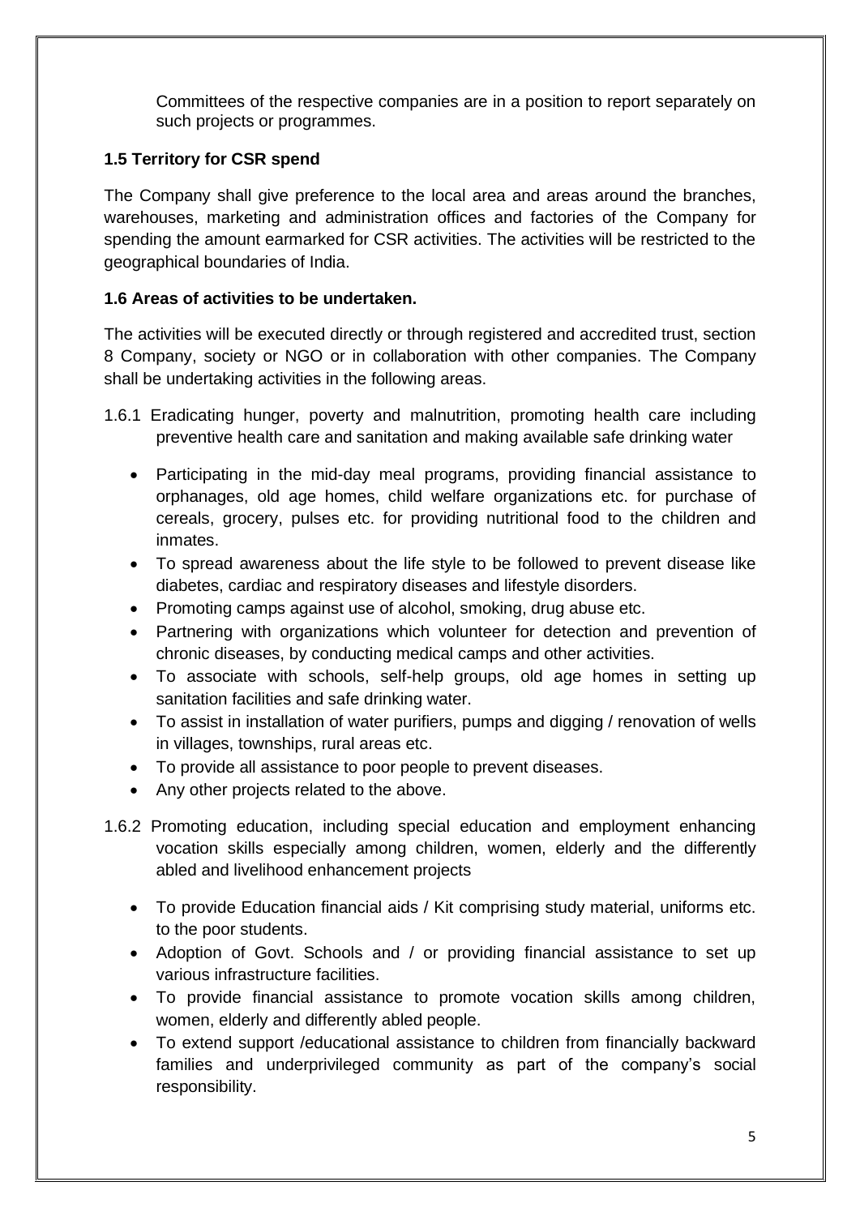Committees of the respective companies are in a position to report separately on such projects or programmes.

### 1.5 Territory for CSR spend

The Company shall give preference to the local area and areas around the branches, warehouses, marketing and administration offices and factories of the Company for spending the amount earmarked for CSR activities. The activities will be restricted to the geographical boundaries of India.

### 1.6 Areas of activities to be undertaken.

The activities will be executed directly or through registered and accredited trust, section 8 Company, society or NGO or in collaboration with other companies. The Company shall be undertaking activities in the following areas.

1.6.1 Eradicating hunger, poverty and malnutrition, promoting health care including preventive health care and sanitation and making available safe drinking water

- Participating in the mid-day meal programs, providing financial assistance to orphanages, old age homes, child welfare organizations etc. for purchase of cereals, grocery, pulses etc. for providing nutritional food to the children and inmates.
- To spread awareness about the life style to be followed to prevent disease like diabetes, cardiac and respiratory diseases and lifestyle disorders.
- Promoting camps against use of alcohol, smoking, drug abuse etc.
- Partnering with organizations which volunteer for detection and prevention of chronic diseases, by conducting medical camps and other activities.
- To associate with schools, self-help groups, old age homes in setting up sanitation facilities and safe drinking water.
- To assist in installation of water purifiers, pumps and digging / renovation of wells in villages, townships, rural areas etc.
- To provide all assistance to poor people to prevent diseases.
- Any other projects related to the above.

1.6.2 Promoting education, including special education and employment enhancing vocation skills especially among children, women, elderly and the differently abled and livelihood enhancement projects

- To provide Education financial aids / Kit comprising study material, uniforms etc. to the poor students.
- Adoption of Govt. Schools and / or providing financial assistance to set up various infrastructure facilities.
- To provide financial assistance to promote vocation skills among children, women, elderly and differently abled people.
- To extend support /educational assistance to children from financially backward families and underprivileged community as part of the company's social responsibility.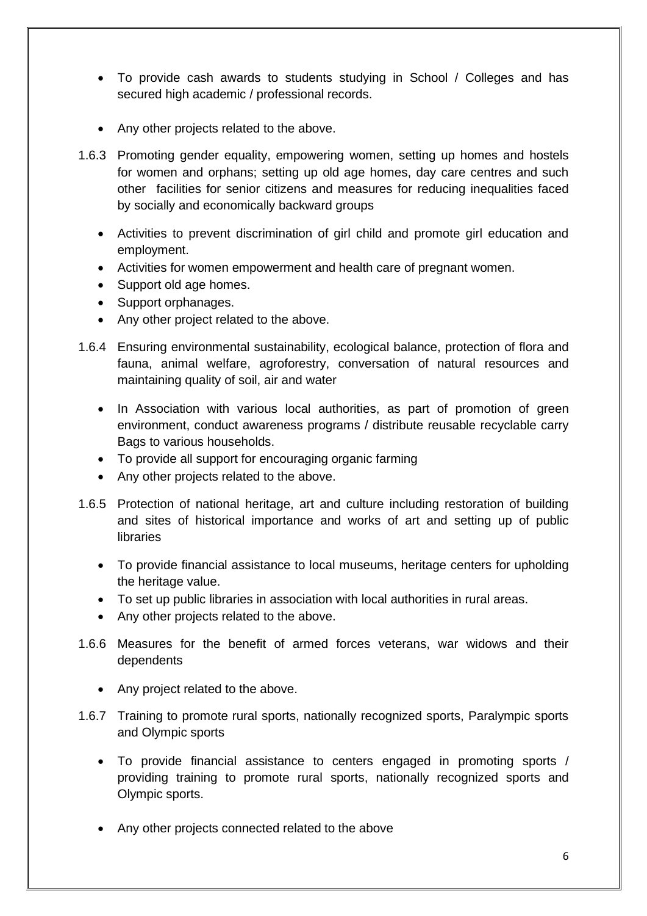- To provide cash awards to students studying in School / Colleges and has secured high academic / professional records.

- Any other projects related to the above.

1.6.3 Promoting gender equality, empowering women, setting up homes and hostels for women and orphans; setting up old age homes, day care centres and such other facilities for senior citizens and measures for reducing inequalities faced by socially and economically backward groups

- Activities to prevent discrimination of girl child and promote girl education and employment.
- Activities for women empowerment and health care of pregnant women.
- Support old age homes.
- Support orphanages.
- Any other project related to the above.

1.6.4 Ensuring environmental sustainability, ecological balance, protection of flora and fauna, animal welfare, agroforestry, conversation of natural resources and maintaining quality of soil, air and water

- In Association with various local authorities, as part of promotion of green environment, conduct awareness programs / distribute reusable recyclable carry Bags to various households.
- To provide all support for encouraging organic farming
- Any other projects related to the above.

1.6.5 Protection of national heritage, art and culture including restoration of building and sites of historical importance and works of art and setting up of public libraries

- To provide financial assistance to local museums, heritage centers for upholding the heritage value.
- To set up public libraries in association with local authorities in rural areas.
- Any other projects related to the above.

1.6.6 Measures for the benefit of armed forces veterans, war widows and their dependents

- Any project related to the above.

1.6.7 Training to promote rural sports, nationally recognized sports, Paralympic sports and Olympic sports

- To provide financial assistance to centers engaged in promoting sports / providing training to promote rural sports, nationally recognized sports and Olympic sports.

- Any other projects connected related to the above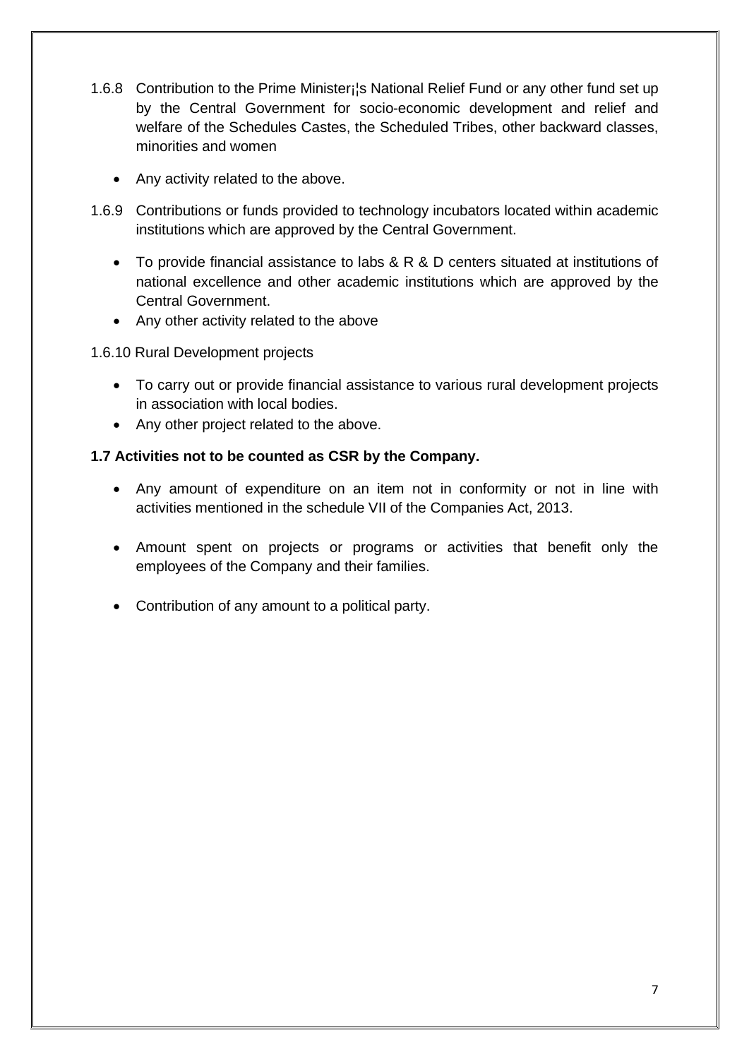1.6.8 Contribution to the Prime Minister¡¦s National Relief Fund or any other fund set up by the Central Government for socio-economic development and relief and welfare of the Schedules Castes, the Scheduled Tribes, other backward classes, minorities and women

- Any activity related to the above.

1.6.9 Contributions or funds provided to technology incubators located within academic institutions which are approved by the Central Government.

- To provide financial assistance to labs & R & D centers situated at institutions of national excellence and other academic institutions which are approved by the Central Government.
- Any other activity related to the above

1.6.10 Rural Development projects

- To carry out or provide financial assistance to various rural development projects in association with local bodies.
- Any other project related to the above.

**1.7 Activities not to be counted as CSR by the Company.**

- Any amount of expenditure on an item not in conformity or not in line with activities mentioned in the schedule VII of the Companies Act, 2013.

- Amount spent on projects or programs or activities that benefit only the employees of the Company and their families.

- Contribution of any amount to a political party.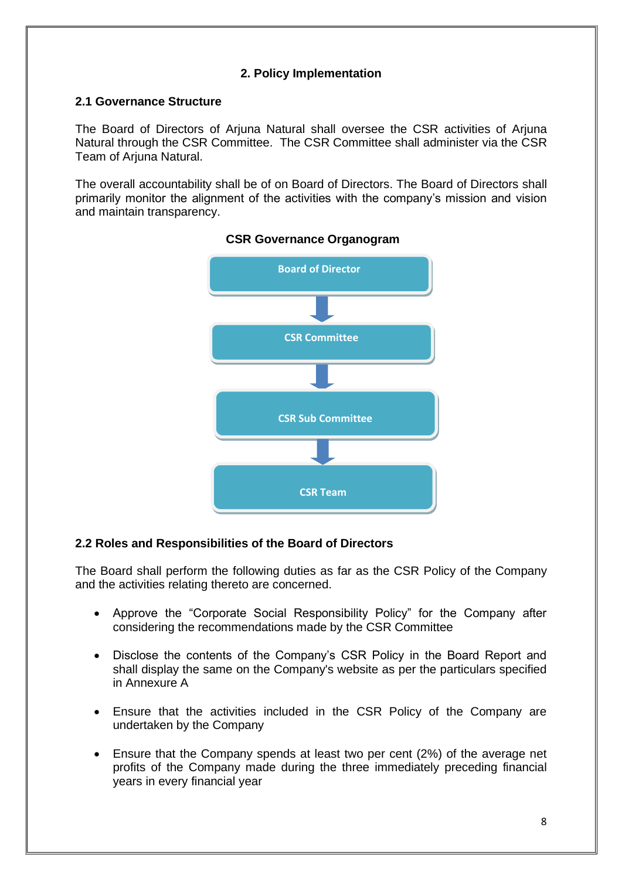## 2. Policy Implementation

### 2.1 Governance Structure

The Board of Directors of Arjuna Natural shall oversee the CSR activities of Arjuna Natural through the CSR Committee. The CSR Committee shall administer via the CSR Team of Arjuna Natural.

The overall accountability shall be of on Board of Directors. The Board of Directors shall primarily monitor the alignment of the activities with the company's mission and vision and maintain transparency.

**CSR Governance Organogram**

Board of Director

↓

CSR Committee

↓

CSR Sub Committee

↓

CSR Team

### 2.2 Roles and Responsibilities of the Board of Directors

The Board shall perform the following duties as far as the CSR Policy of the Company and the activities relating thereto are concerned.

- Approve the "Corporate Social Responsibility Policy" for the Company after considering the recommendations made by the CSR Committee
- Disclose the contents of the Company's CSR Policy in the Board Report and shall display the same on the Company's website as per the particulars specified in Annexure A
- Ensure that the activities included in the CSR Policy of the Company are undertaken by the Company
- Ensure that the Company spends at least two per cent (2%) of the average net profits of the Company made during the three immediately preceding financial years in every financial year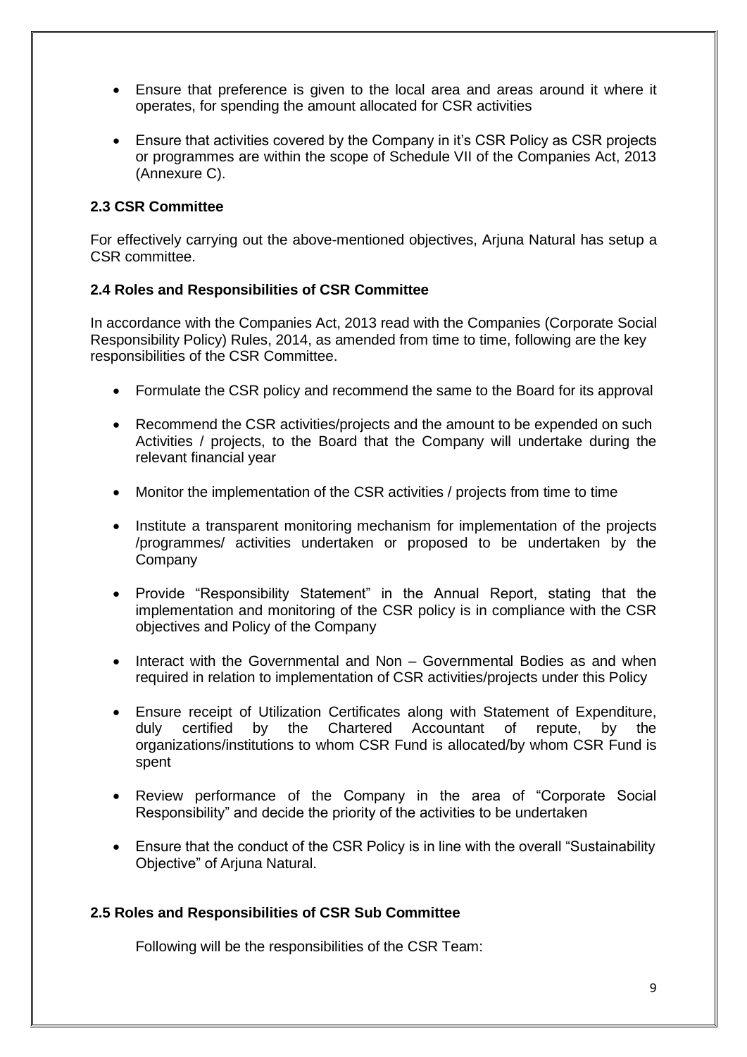- Ensure that preference is given to the local area and areas around it where it operates, for spending the amount allocated for CSR activities
- Ensure that activities covered by the Company in it's CSR Policy as CSR projects or programmes are within the scope of Schedule VII of the Companies Act, 2013 (Annexure C).

### 2.3 CSR Committee

For effectively carrying out the above-mentioned objectives, Arjuna Natural has setup a CSR committee.

### 2.4 Roles and Responsibilities of CSR Committee

In accordance with the Companies Act, 2013 read with the Companies (Corporate Social Responsibility Policy) Rules, 2014, as amended from time to time, following are the key responsibilities of the CSR Committee.

- Formulate the CSR policy and recommend the same to the Board for its approval
- Recommend the CSR activities/projects and the amount to be expended on such Activities / projects, to the Board that the Company will undertake during the relevant financial year
- Monitor the implementation of the CSR activities / projects from time to time
- Institute a transparent monitoring mechanism for implementation of the projects /programmes/ activities undertaken or proposed to be undertaken by the Company
- Provide "Responsibility Statement" in the Annual Report, stating that the implementation and monitoring of the CSR policy is in compliance with the CSR objectives and Policy of the Company
- Interact with the Governmental and Non – Governmental Bodies as and when required in relation to implementation of CSR activities/projects under this Policy
- Ensure receipt of Utilization Certificates along with Statement of Expenditure, duly certified by the Chartered Accountant of repute, by the organizations/institutions to whom CSR Fund is allocated/by whom CSR Fund is spent
- Review performance of the Company in the area of "Corporate Social Responsibility" and decide the priority of the activities to be undertaken
- Ensure that the conduct of the CSR Policy is in line with the overall "Sustainability Objective" of Arjuna Natural.

### 2.5 Roles and Responsibilities of CSR Sub Committee

Following will be the responsibilities of the CSR Team: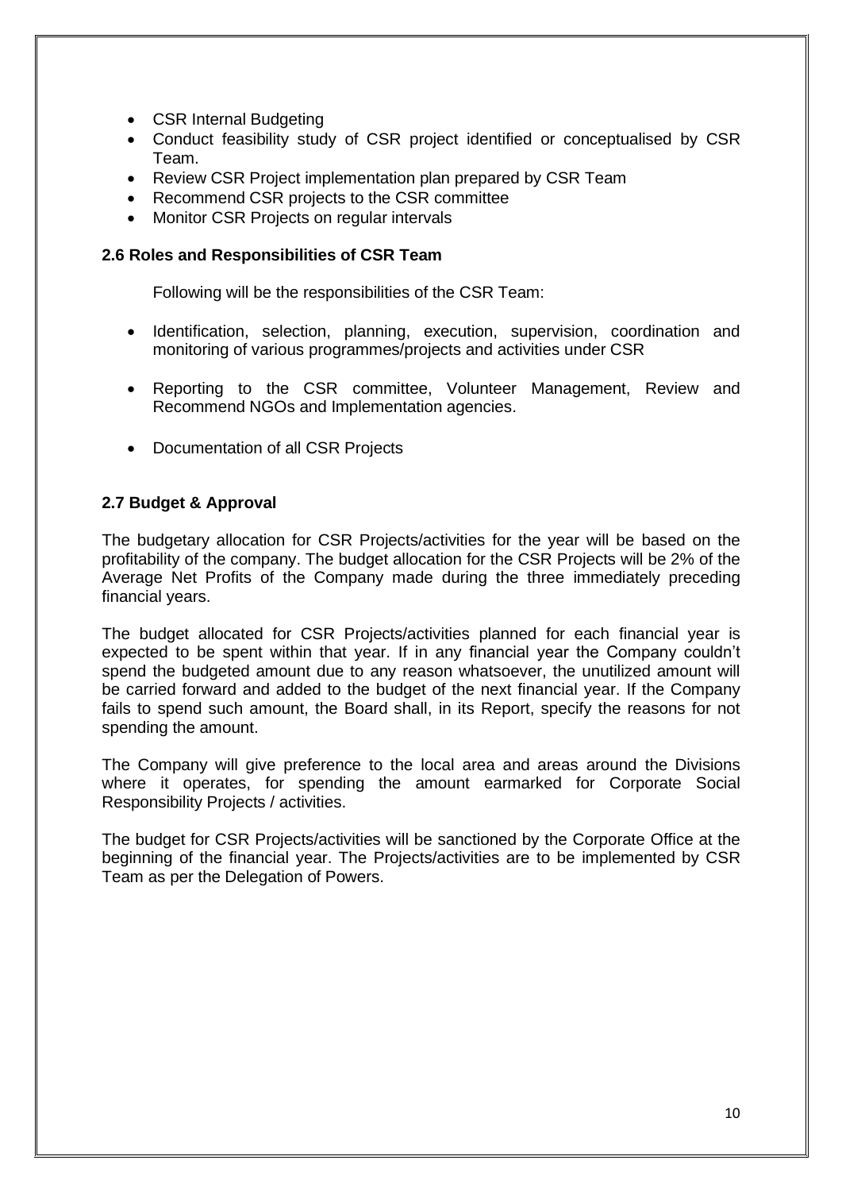- CSR Internal Budgeting
- Conduct feasibility study of CSR project identified or conceptualised by CSR Team.
- Review CSR Project implementation plan prepared by CSR Team
- Recommend CSR projects to the CSR committee
- Monitor CSR Projects on regular intervals

**2.6 Roles and Responsibilities of CSR Team**

Following will be the responsibilities of the CSR Team:

- Identification, selection, planning, execution, supervision, coordination and monitoring of various programmes/projects and activities under CSR

- Reporting to the CSR committee, Volunteer Management, Review and Recommend NGOs and Implementation agencies.

- Documentation of all CSR Projects

**2.7 Budget & Approval**

The budgetary allocation for CSR Projects/activities for the year will be based on the profitability of the company. The budget allocation for the CSR Projects will be 2% of the Average Net Profits of the Company made during the three immediately preceding financial years.

The budget allocated for CSR Projects/activities planned for each financial year is expected to be spent within that year. If in any financial year the Company couldn't spend the budgeted amount due to any reason whatsoever, the unutilized amount will be carried forward and added to the budget of the next financial year. If the Company fails to spend such amount, the Board shall, in its Report, specify the reasons for not spending the amount.

The Company will give preference to the local area and areas around the Divisions where it operates, for spending the amount earmarked for Corporate Social Responsibility Projects / activities.

The budget for CSR Projects/activities will be sanctioned by the Corporate Office at the beginning of the financial year. The Projects/activities are to be implemented by CSR Team as per the Delegation of Powers.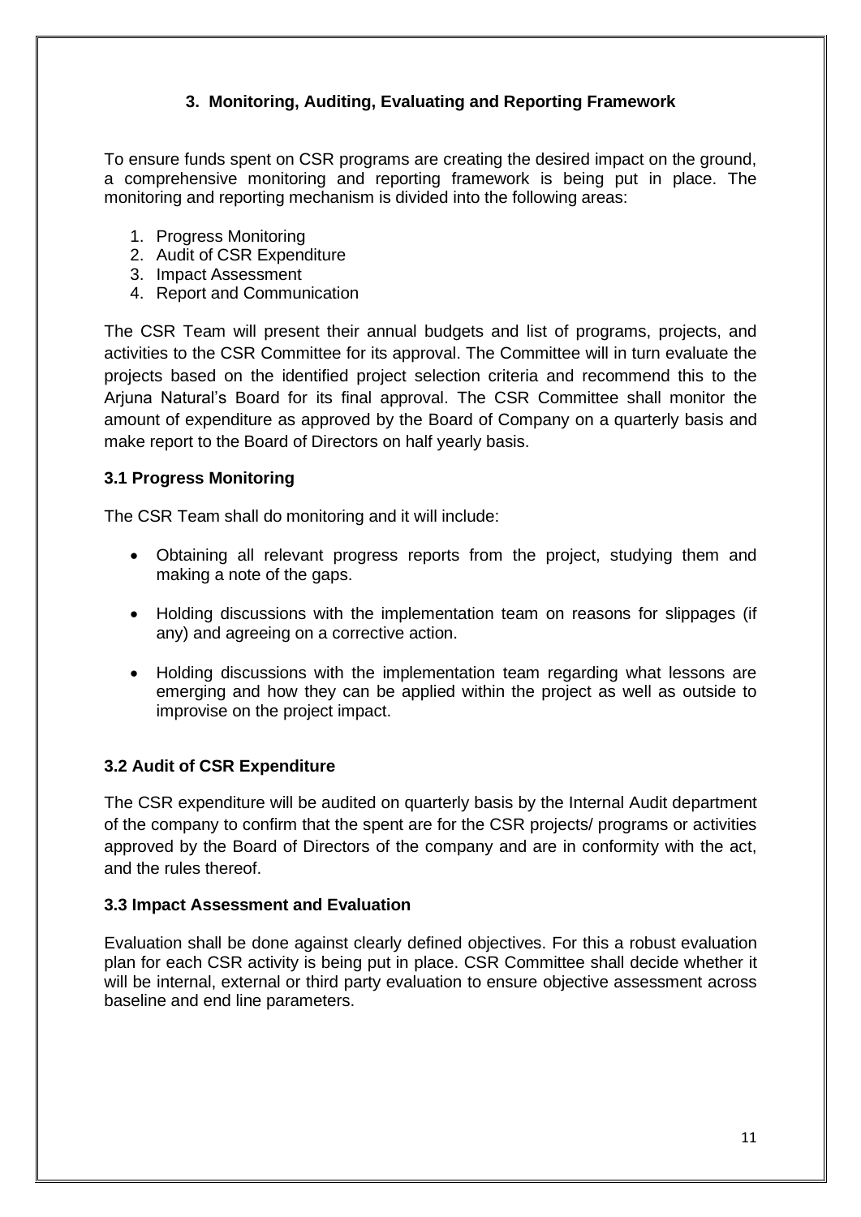## 3. Monitoring, Auditing, Evaluating and Reporting Framework

To ensure funds spent on CSR programs are creating the desired impact on the ground, a comprehensive monitoring and reporting framework is being put in place. The monitoring and reporting mechanism is divided into the following areas:

1. Progress Monitoring
2. Audit of CSR Expenditure
3. Impact Assessment
4. Report and Communication

The CSR Team will present their annual budgets and list of programs, projects, and activities to the CSR Committee for its approval. The Committee will in turn evaluate the projects based on the identified project selection criteria and recommend this to the Arjuna Natural's Board for its final approval. The CSR Committee shall monitor the amount of expenditure as approved by the Board of Company on a quarterly basis and make report to the Board of Directors on half yearly basis.

### 3.1 Progress Monitoring

The CSR Team shall do monitoring and it will include:

- Obtaining all relevant progress reports from the project, studying them and making a note of the gaps.
- Holding discussions with the implementation team on reasons for slippages (if any) and agreeing on a corrective action.
- Holding discussions with the implementation team regarding what lessons are emerging and how they can be applied within the project as well as outside to improvise on the project impact.

### 3.2 Audit of CSR Expenditure

The CSR expenditure will be audited on quarterly basis by the Internal Audit department of the company to confirm that the spent are for the CSR projects/ programs or activities approved by the Board of Directors of the company and are in conformity with the act, and the rules thereof.

### 3.3 Impact Assessment and Evaluation

Evaluation shall be done against clearly defined objectives. For this a robust evaluation plan for each CSR activity is being put in place. CSR Committee shall decide whether it will be internal, external or third party evaluation to ensure objective assessment across baseline and end line parameters.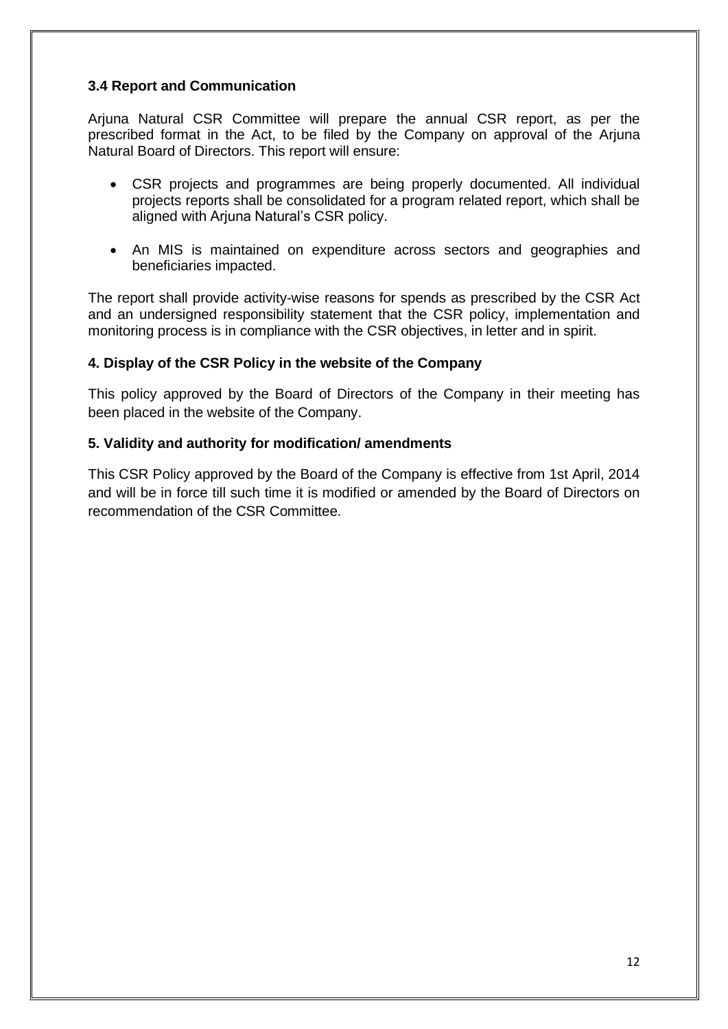### 3.4 Report and Communication

Arjuna Natural CSR Committee will prepare the annual CSR report, as per the prescribed format in the Act, to be filed by the Company on approval of the Arjuna Natural Board of Directors. This report will ensure:

- CSR projects and programmes are being properly documented. All individual projects reports shall be consolidated for a program related report, which shall be aligned with Arjuna Natural's CSR policy.
- An MIS is maintained on expenditure across sectors and geographies and beneficiaries impacted.

The report shall provide activity-wise reasons for spends as prescribed by the CSR Act and an undersigned responsibility statement that the CSR policy, implementation and monitoring process is in compliance with the CSR objectives, in letter and in spirit.

### 4. Display of the CSR Policy in the website of the Company

This policy approved by the Board of Directors of the Company in their meeting has been placed in the website of the Company.

### 5. Validity and authority for modification/ amendments

This CSR Policy approved by the Board of the Company is effective from 1st April, 2014 and will be in force till such time it is modified or amended by the Board of Directors on recommendation of the CSR Committee.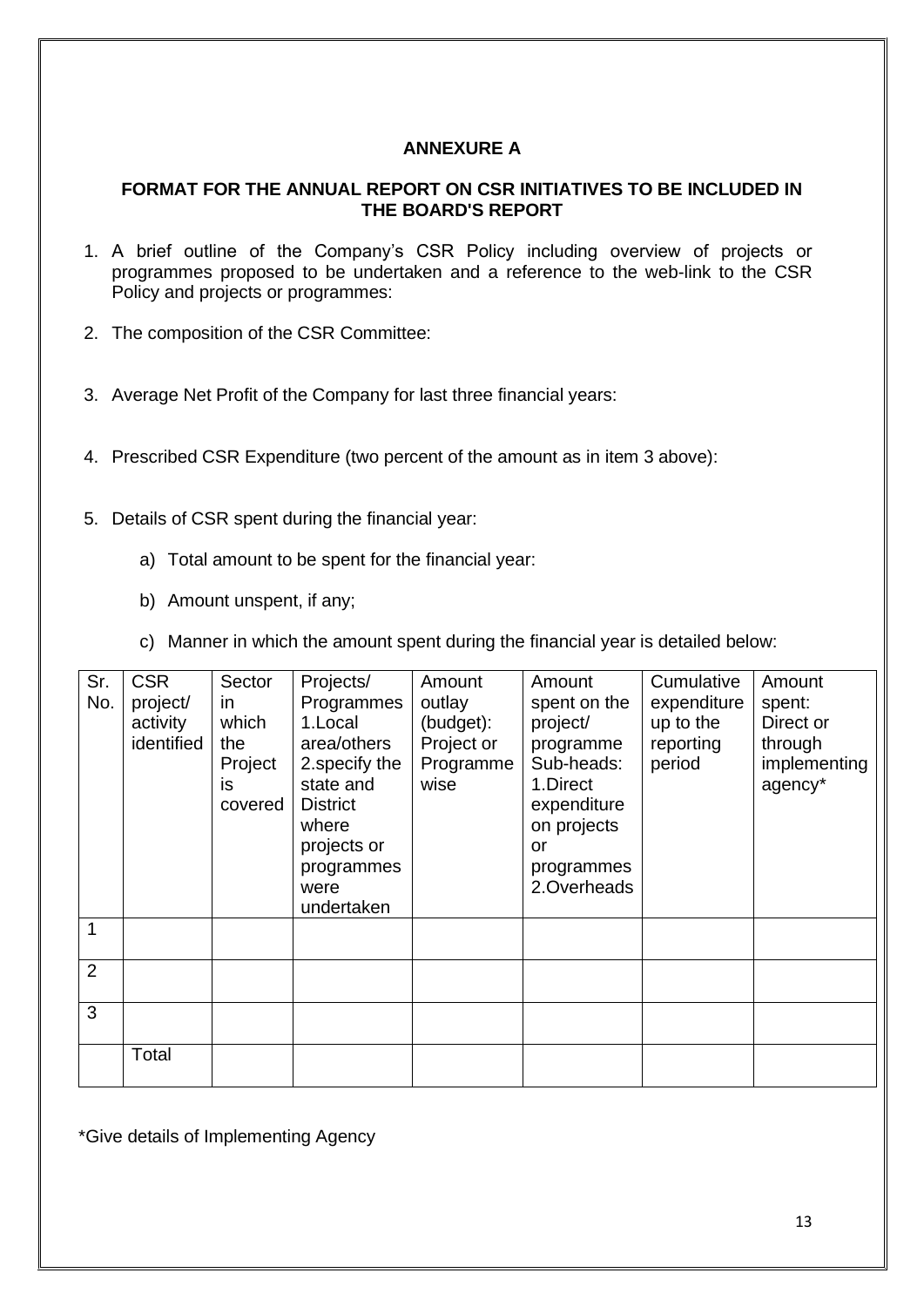# ANNEXURE A

## FORMAT FOR THE ANNUAL REPORT ON CSR INITIATIVES TO BE INCLUDED IN THE BOARD'S REPORT

1. A brief outline of the Company's CSR Policy including overview of projects or programmes proposed to be undertaken and a reference to the web-link to the CSR Policy and projects or programmes:

2. The composition of the CSR Committee:

3. Average Net Profit of the Company for last three financial years:

4. Prescribed CSR Expenditure (two percent of the amount as in item 3 above):

5. Details of CSR spent during the financial year:

   a) Total amount to be spent for the financial year:

   b) Amount unspent, if any;

   c) Manner in which the amount spent during the financial year is detailed below:

| Sr. No. | CSR project/ activity identified | Sector in which the Project is covered | Projects/ Programmes 1.Local area/others 2.specify the state and District where projects or programmes were undertaken | Amount outlay (budget): Project or Programme wise | Amount spent on the project/ programme Sub-heads: 1.Direct expenditure on projects or programmes 2.Overheads | Cumulative expenditure up to the reporting period | Amount spent: Direct or through implementing agency* |
|---|---|---|---|---|---|---|---|
| 1 | | | | | | | |
| 2 | | | | | | | |
| 3 | | | | | | | |
| | Total | | | | | | |

*Give details of Implementing Agency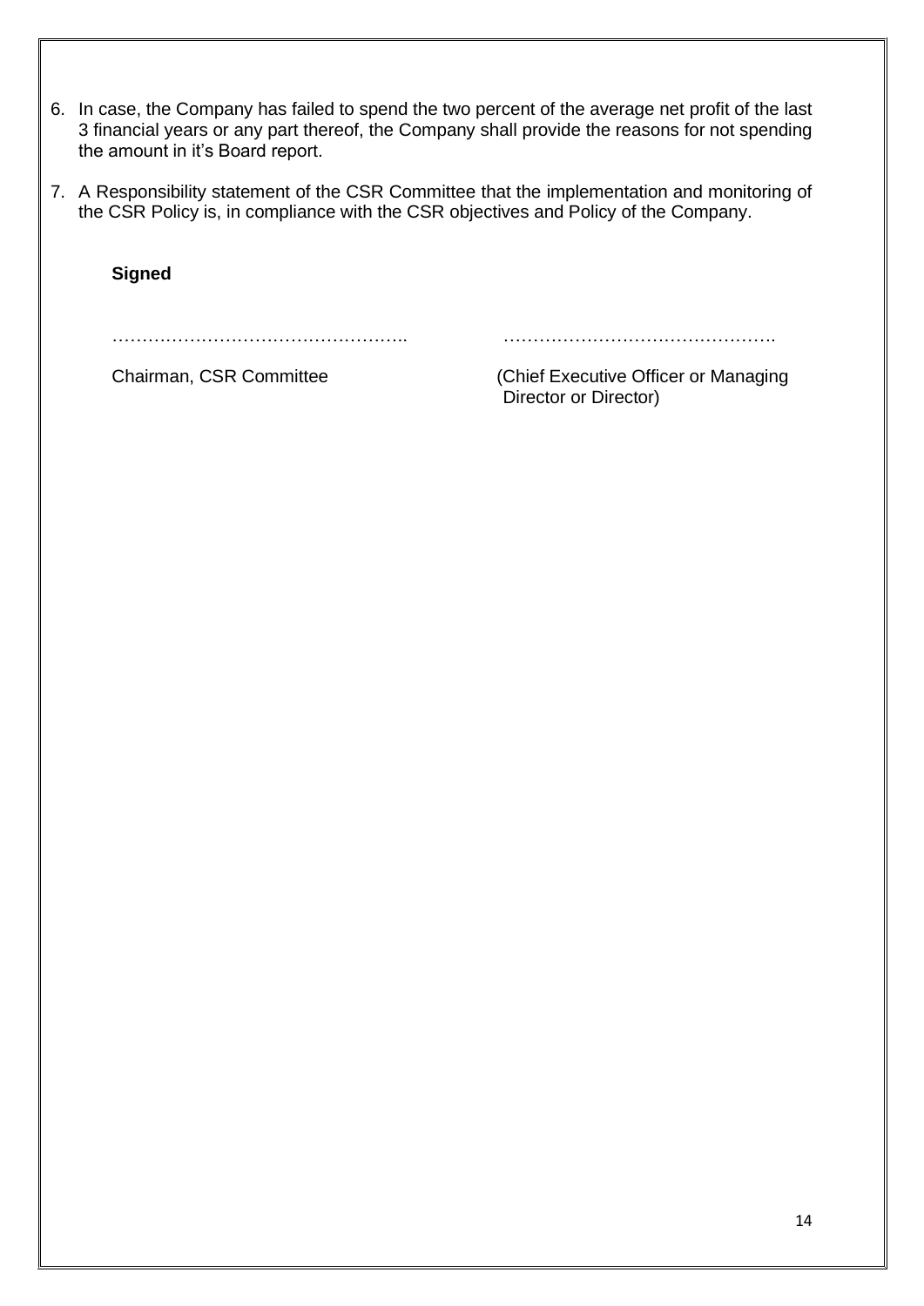6. In case, the Company has failed to spend the two percent of the average net profit of the last 3 financial years or any part thereof, the Company shall provide the reasons for not spending the amount in it's Board report.

7. A Responsibility statement of the CSR Committee that the implementation and monitoring of the CSR Policy is, in compliance with the CSR objectives and Policy of the Company.

**Signed**

| ………………………………………….. | ………………………………………. |
|---|---|
| Chairman, CSR Committee | (Chief Executive Officer or Managing Director or Director) |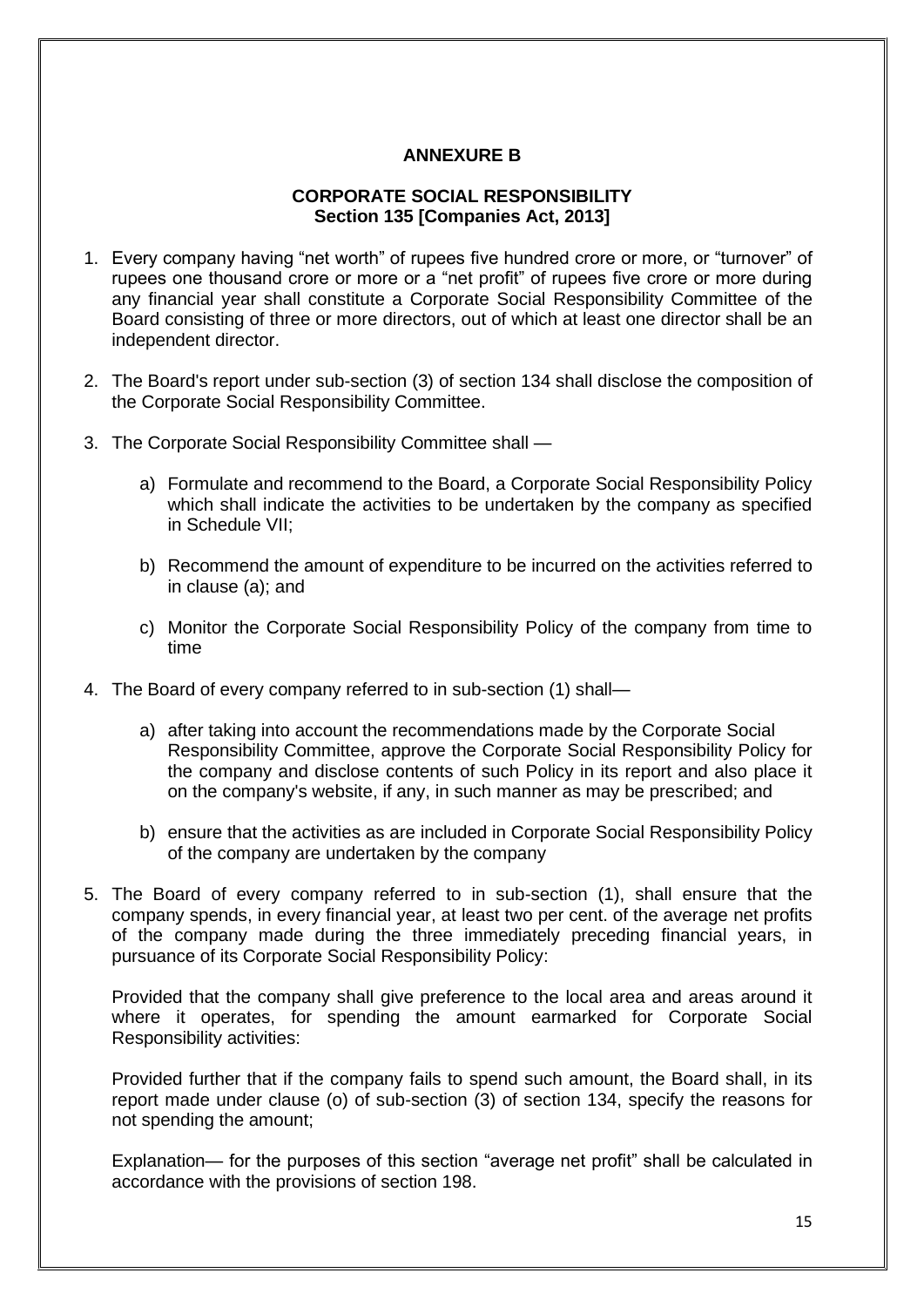## ANNEXURE B

### CORPORATE SOCIAL RESPONSIBILITY
### Section 135 [Companies Act, 2013]

1. Every company having "net worth" of rupees five hundred crore or more, or "turnover" of rupees one thousand crore or more or a "net profit" of rupees five crore or more during any financial year shall constitute a Corporate Social Responsibility Committee of the Board consisting of three or more directors, out of which at least one director shall be an independent director.

2. The Board's report under sub-section (3) of section 134 shall disclose the composition of the Corporate Social Responsibility Committee.

3. The Corporate Social Responsibility Committee shall —

   a) Formulate and recommend to the Board, a Corporate Social Responsibility Policy which shall indicate the activities to be undertaken by the company as specified in Schedule VII;

   b) Recommend the amount of expenditure to be incurred on the activities referred to in clause (a); and

   c) Monitor the Corporate Social Responsibility Policy of the company from time to time

4. The Board of every company referred to in sub-section (1) shall—

   a) after taking into account the recommendations made by the Corporate Social Responsibility Committee, approve the Corporate Social Responsibility Policy for the company and disclose contents of such Policy in its report and also place it on the company's website, if any, in such manner as may be prescribed; and

   b) ensure that the activities as are included in Corporate Social Responsibility Policy of the company are undertaken by the company

5. The Board of every company referred to in sub-section (1), shall ensure that the company spends, in every financial year, at least two per cent. of the average net profits of the company made during the three immediately preceding financial years, in pursuance of its Corporate Social Responsibility Policy:

   Provided that the company shall give preference to the local area and areas around it where it operates, for spending the amount earmarked for Corporate Social Responsibility activities:

   Provided further that if the company fails to spend such amount, the Board shall, in its report made under clause (o) of sub-section (3) of section 134, specify the reasons for not spending the amount;

   Explanation— for the purposes of this section "average net profit" shall be calculated in accordance with the provisions of section 198.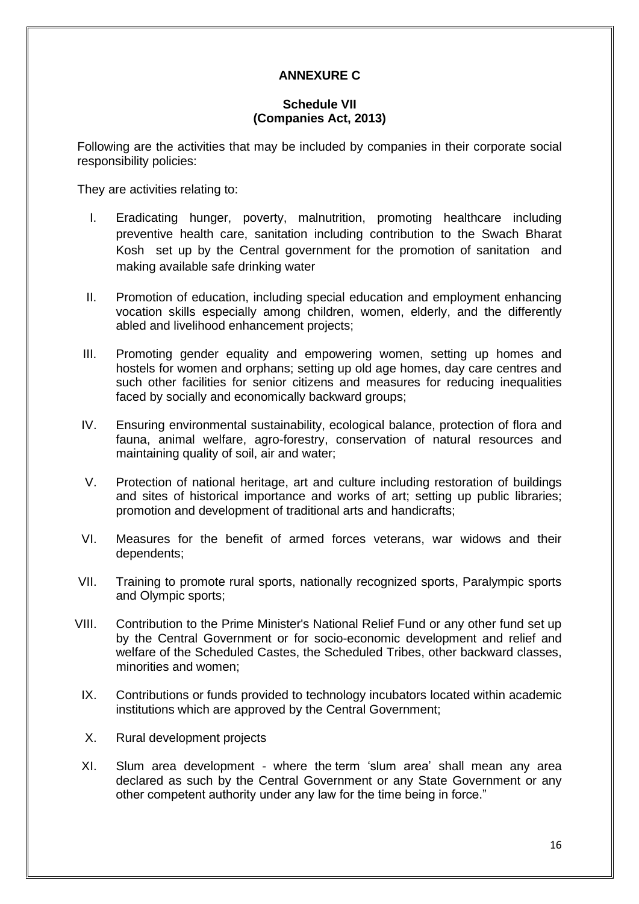**ANNEXURE C**

**Schedule VII**
**(Companies Act, 2013)**

Following are the activities that may be included by companies in their corporate social responsibility policies:

They are activities relating to:

I. Eradicating hunger, poverty, malnutrition, promoting healthcare including preventive health care, sanitation including contribution to the Swach Bharat Kosh set up by the Central government for the promotion of sanitation and making available safe drinking water

II. Promotion of education, including special education and employment enhancing vocation skills especially among children, women, elderly, and the differently abled and livelihood enhancement projects;

III. Promoting gender equality and empowering women, setting up homes and hostels for women and orphans; setting up old age homes, day care centres and such other facilities for senior citizens and measures for reducing inequalities faced by socially and economically backward groups;

IV. Ensuring environmental sustainability, ecological balance, protection of flora and fauna, animal welfare, agro-forestry, conservation of natural resources and maintaining quality of soil, air and water;

V. Protection of national heritage, art and culture including restoration of buildings and sites of historical importance and works of art; setting up public libraries; promotion and development of traditional arts and handicrafts;

VI. Measures for the benefit of armed forces veterans, war widows and their dependents;

VII. Training to promote rural sports, nationally recognized sports, Paralympic sports and Olympic sports;

VIII. Contribution to the Prime Minister's National Relief Fund or any other fund set up by the Central Government or for socio-economic development and relief and welfare of the Scheduled Castes, the Scheduled Tribes, other backward classes, minorities and women;

IX. Contributions or funds provided to technology incubators located within academic institutions which are approved by the Central Government;

X. Rural development projects

XI. Slum area development - where the term 'slum area' shall mean any area declared as such by the Central Government or any State Government or any other competent authority under any law for the time being in force."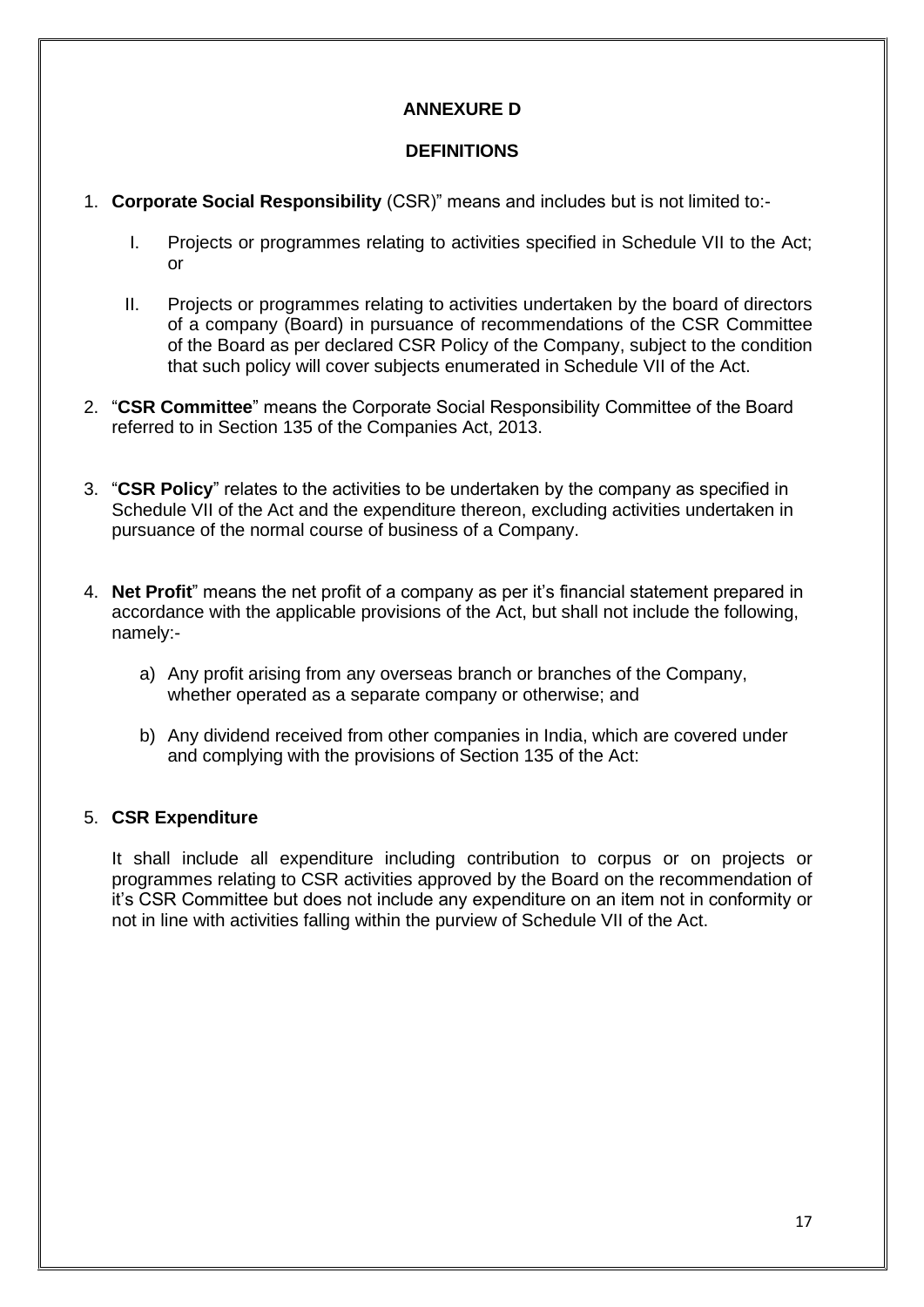**ANNEXURE D**

**DEFINITIONS**

1. **Corporate Social Responsibility** (CSR)" means and includes but is not limited to:-

   I. Projects or programmes relating to activities specified in Schedule VII to the Act; or

   II. Projects or programmes relating to activities undertaken by the board of directors of a company (Board) in pursuance of recommendations of the CSR Committee of the Board as per declared CSR Policy of the Company, subject to the condition that such policy will cover subjects enumerated in Schedule VII of the Act.

2. "**CSR Committee**" means the Corporate Social Responsibility Committee of the Board referred to in Section 135 of the Companies Act, 2013.

3. "**CSR Policy**" relates to the activities to be undertaken by the company as specified in Schedule VII of the Act and the expenditure thereon, excluding activities undertaken in pursuance of the normal course of business of a Company.

4. **Net Profit**" means the net profit of a company as per it's financial statement prepared in accordance with the applicable provisions of the Act, but shall not include the following, namely:-

   a) Any profit arising from any overseas branch or branches of the Company, whether operated as a separate company or otherwise; and

   b) Any dividend received from other companies in India, which are covered under and complying with the provisions of Section 135 of the Act:

5. **CSR Expenditure**

   It shall include all expenditure including contribution to corpus or on projects or programmes relating to CSR activities approved by the Board on the recommendation of it's CSR Committee but does not include any expenditure on an item not in conformity or not in line with activities falling within the purview of Schedule VII of the Act.